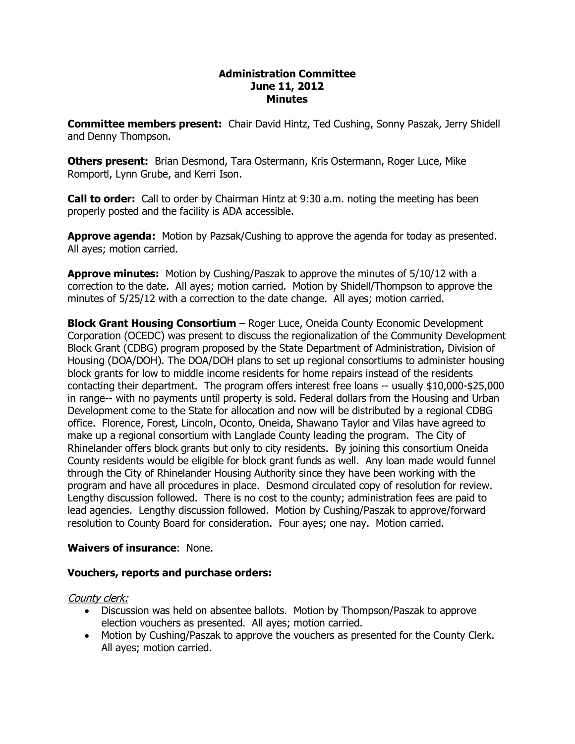# Administration Committee
## June 11, 2012
## Minutes

**Committee members present:** Chair David Hintz, Ted Cushing, Sonny Paszak, Jerry Shidell and Denny Thompson.

**Others present:** Brian Desmond, Tara Ostermann, Kris Ostermann, Roger Luce, Mike Romportl, Lynn Grube, and Kerri Ison.

**Call to order:** Call to order by Chairman Hintz at 9:30 a.m. noting the meeting has been properly posted and the facility is ADA accessible.

**Approve agenda:** Motion by Pazsak/Cushing to approve the agenda for today as presented. All ayes; motion carried.

**Approve minutes:** Motion by Cushing/Paszak to approve the minutes of 5/10/12 with a correction to the date. All ayes; motion carried. Motion by Shidell/Thompson to approve the minutes of 5/25/12 with a correction to the date change. All ayes; motion carried.

**Block Grant Housing Consortium** – Roger Luce, Oneida County Economic Development Corporation (OCEDC) was present to discuss the regionalization of the Community Development Block Grant (CDBG) program proposed by the State Department of Administration, Division of Housing (DOA/DOH). The DOA/DOH plans to set up regional consortiums to administer housing block grants for low to middle income residents for home repairs instead of the residents contacting their department. The program offers interest free loans -- usually $10,000-$25,000 in range-- with no payments until property is sold. Federal dollars from the Housing and Urban Development come to the State for allocation and now will be distributed by a regional CDBG office. Florence, Forest, Lincoln, Oconto, Oneida, Shawano Taylor and Vilas have agreed to make up a regional consortium with Langlade County leading the program. The City of Rhinelander offers block grants but only to city residents. By joining this consortium Oneida County residents would be eligible for block grant funds as well. Any loan made would funnel through the City of Rhinelander Housing Authority since they have been working with the program and have all procedures in place. Desmond circulated copy of resolution for review. Lengthy discussion followed. There is no cost to the county; administration fees are paid to lead agencies. Lengthy discussion followed. Motion by Cushing/Paszak to approve/forward resolution to County Board for consideration. Four ayes; one nay. Motion carried.

**Waivers of insurance**: None.

**Vouchers, reports and purchase orders:**

*County clerk:*

- Discussion was held on absentee ballots. Motion by Thompson/Paszak to approve election vouchers as presented. All ayes; motion carried.
- Motion by Cushing/Paszak to approve the vouchers as presented for the County Clerk. All ayes; motion carried.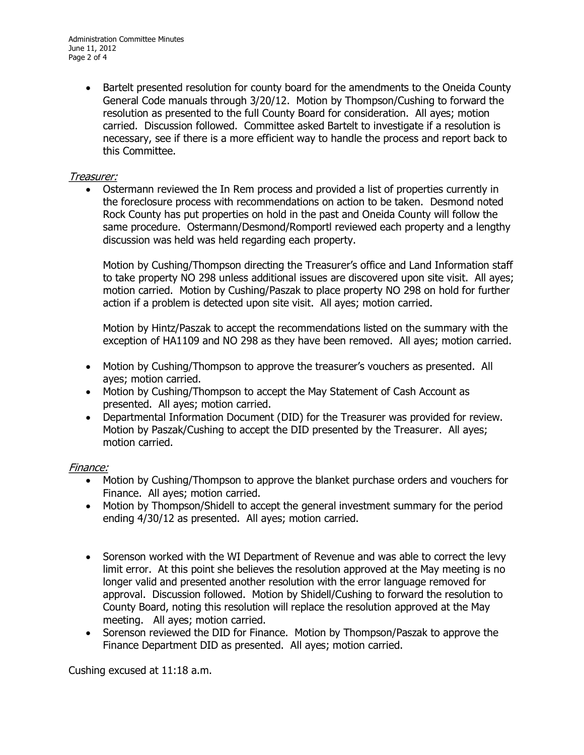- Bartelt presented resolution for county board for the amendments to the Oneida County General Code manuals through 3/20/12. Motion by Thompson/Cushing to forward the resolution as presented to the full County Board for consideration. All ayes; motion carried. Discussion followed. Committee asked Bartelt to investigate if a resolution is necessary, see if there is a more efficient way to handle the process and report back to this Committee.

_Treasurer:_

- Ostermann reviewed the In Rem process and provided a list of properties currently in the foreclosure process with recommendations on action to be taken. Desmond noted Rock County has put properties on hold in the past and Oneida County will follow the same procedure. Ostermann/Desmond/Romportl reviewed each property and a lengthy discussion was held was held regarding each property.

  Motion by Cushing/Thompson directing the Treasurer's office and Land Information staff to take property NO 298 unless additional issues are discovered upon site visit. All ayes; motion carried. Motion by Cushing/Paszak to place property NO 298 on hold for further action if a problem is detected upon site visit. All ayes; motion carried.

  Motion by Hintz/Paszak to accept the recommendations listed on the summary with the exception of HA1109 and NO 298 as they have been removed. All ayes; motion carried.

- Motion by Cushing/Thompson to approve the treasurer's vouchers as presented. All ayes; motion carried.
- Motion by Cushing/Thompson to accept the May Statement of Cash Account as presented. All ayes; motion carried.
- Departmental Information Document (DID) for the Treasurer was provided for review. Motion by Paszak/Cushing to accept the DID presented by the Treasurer. All ayes; motion carried.

_Finance:_

- Motion by Cushing/Thompson to approve the blanket purchase orders and vouchers for Finance. All ayes; motion carried.
- Motion by Thompson/Shidell to accept the general investment summary for the period ending 4/30/12 as presented. All ayes; motion carried.

- Sorenson worked with the WI Department of Revenue and was able to correct the levy limit error. At this point she believes the resolution approved at the May meeting is no longer valid and presented another resolution with the error language removed for approval. Discussion followed. Motion by Shidell/Cushing to forward the resolution to County Board, noting this resolution will replace the resolution approved at the May meeting. All ayes; motion carried.
- Sorenson reviewed the DID for Finance. Motion by Thompson/Paszak to approve the Finance Department DID as presented. All ayes; motion carried.

Cushing excused at 11:18 a.m.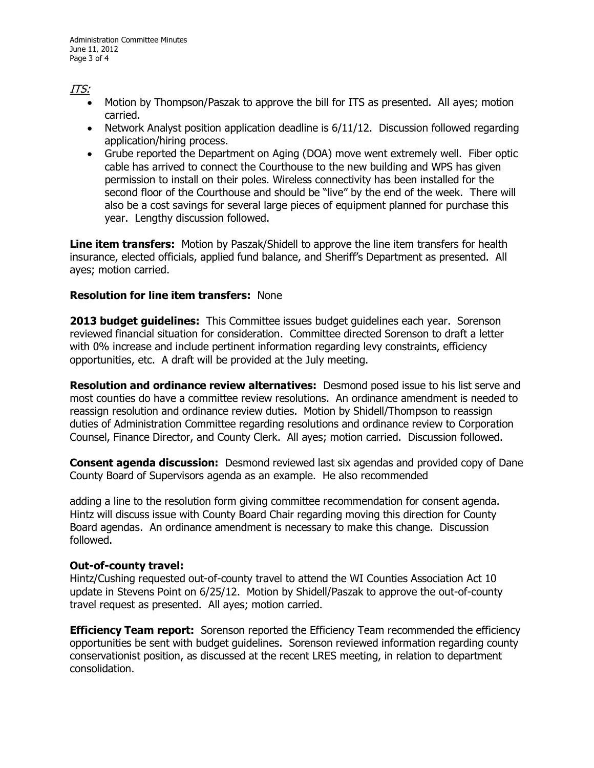*ITS:*

- Motion by Thompson/Paszak to approve the bill for ITS as presented. All ayes; motion carried.
- Network Analyst position application deadline is 6/11/12. Discussion followed regarding application/hiring process.
- Grube reported the Department on Aging (DOA) move went extremely well. Fiber optic cable has arrived to connect the Courthouse to the new building and WPS has given permission to install on their poles. Wireless connectivity has been installed for the second floor of the Courthouse and should be "live" by the end of the week. There will also be a cost savings for several large pieces of equipment planned for purchase this year. Lengthy discussion followed.

**Line item transfers:** Motion by Paszak/Shidell to approve the line item transfers for health insurance, elected officials, applied fund balance, and Sheriff's Department as presented. All ayes; motion carried.

**Resolution for line item transfers:** None

**2013 budget guidelines:** This Committee issues budget guidelines each year. Sorenson reviewed financial situation for consideration. Committee directed Sorenson to draft a letter with 0% increase and include pertinent information regarding levy constraints, efficiency opportunities, etc. A draft will be provided at the July meeting.

**Resolution and ordinance review alternatives:** Desmond posed issue to his list serve and most counties do have a committee review resolutions. An ordinance amendment is needed to reassign resolution and ordinance review duties. Motion by Shidell/Thompson to reassign duties of Administration Committee regarding resolutions and ordinance review to Corporation Counsel, Finance Director, and County Clerk. All ayes; motion carried. Discussion followed.

**Consent agenda discussion:** Desmond reviewed last six agendas and provided copy of Dane County Board of Supervisors agenda as an example. He also recommended adding a line to the resolution form giving committee recommendation for consent agenda. Hintz will discuss issue with County Board Chair regarding moving this direction for County Board agendas. An ordinance amendment is necessary to make this change. Discussion followed.

**Out-of-county travel:**
Hintz/Cushing requested out-of-county travel to attend the WI Counties Association Act 10 update in Stevens Point on 6/25/12. Motion by Shidell/Paszak to approve the out-of-county travel request as presented. All ayes; motion carried.

**Efficiency Team report:** Sorenson reported the Efficiency Team recommended the efficiency opportunities be sent with budget guidelines. Sorenson reviewed information regarding county conservationist position, as discussed at the recent LRES meeting, in relation to department consolidation.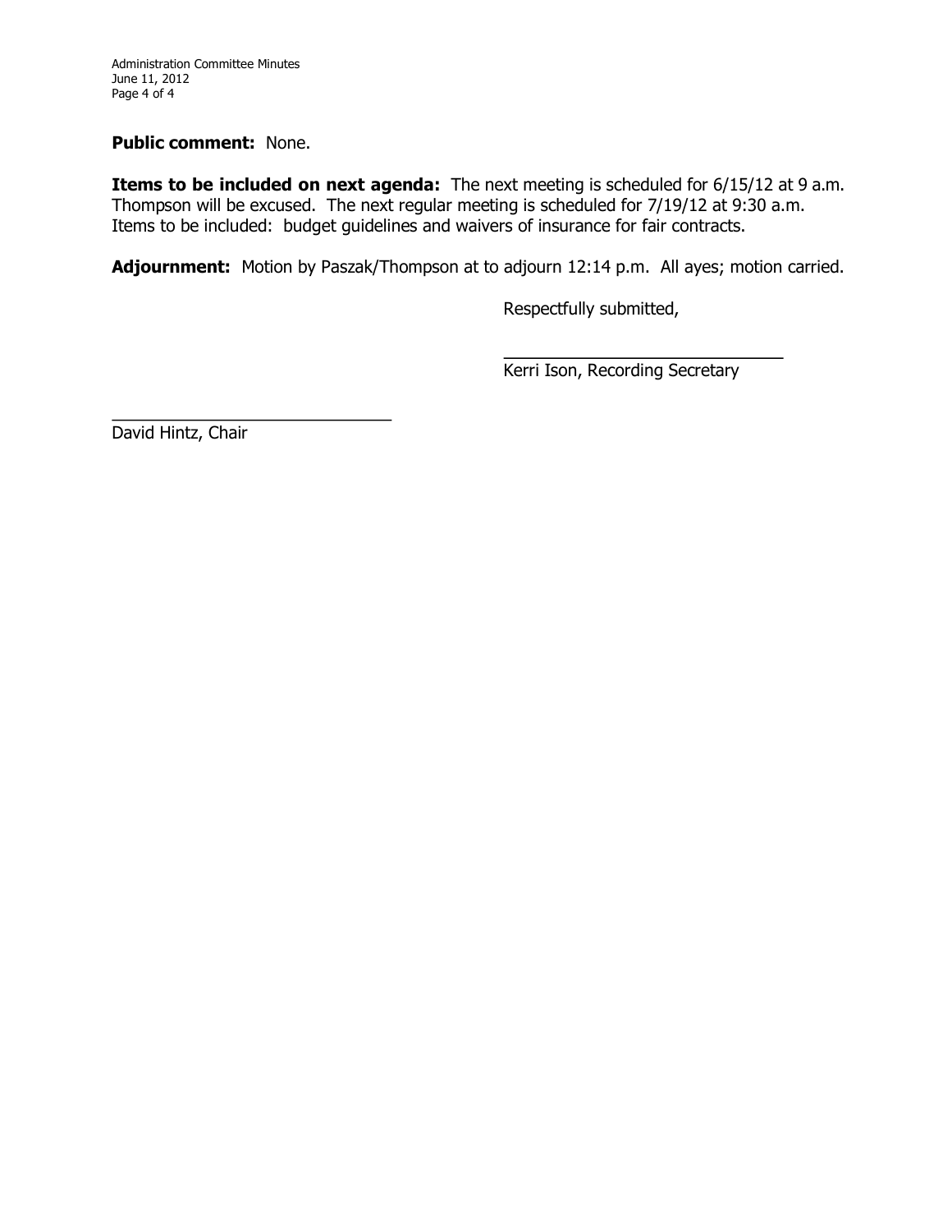**Public comment:** None.

**Items to be included on next agenda:** The next meeting is scheduled for 6/15/12 at 9 a.m. Thompson will be excused. The next regular meeting is scheduled for 7/19/12 at 9:30 a.m. Items to be included: budget guidelines and waivers of insurance for fair contracts.

**Adjournment:** Motion by Paszak/Thompson at to adjourn 12:14 p.m. All ayes; motion carried.

Respectfully submitted,

\_\_\_\_\_\_\_\_\_\_\_\_\_\_\_\_\_\_\_\_\_\_\_\_\_\_\_\_\_\_

Kerri Ison, Recording Secretary

\_\_\_\_\_\_\_\_\_\_\_\_\_\_\_\_\_\_\_\_\_\_\_\_\_\_\_\_\_\_

David Hintz, Chair